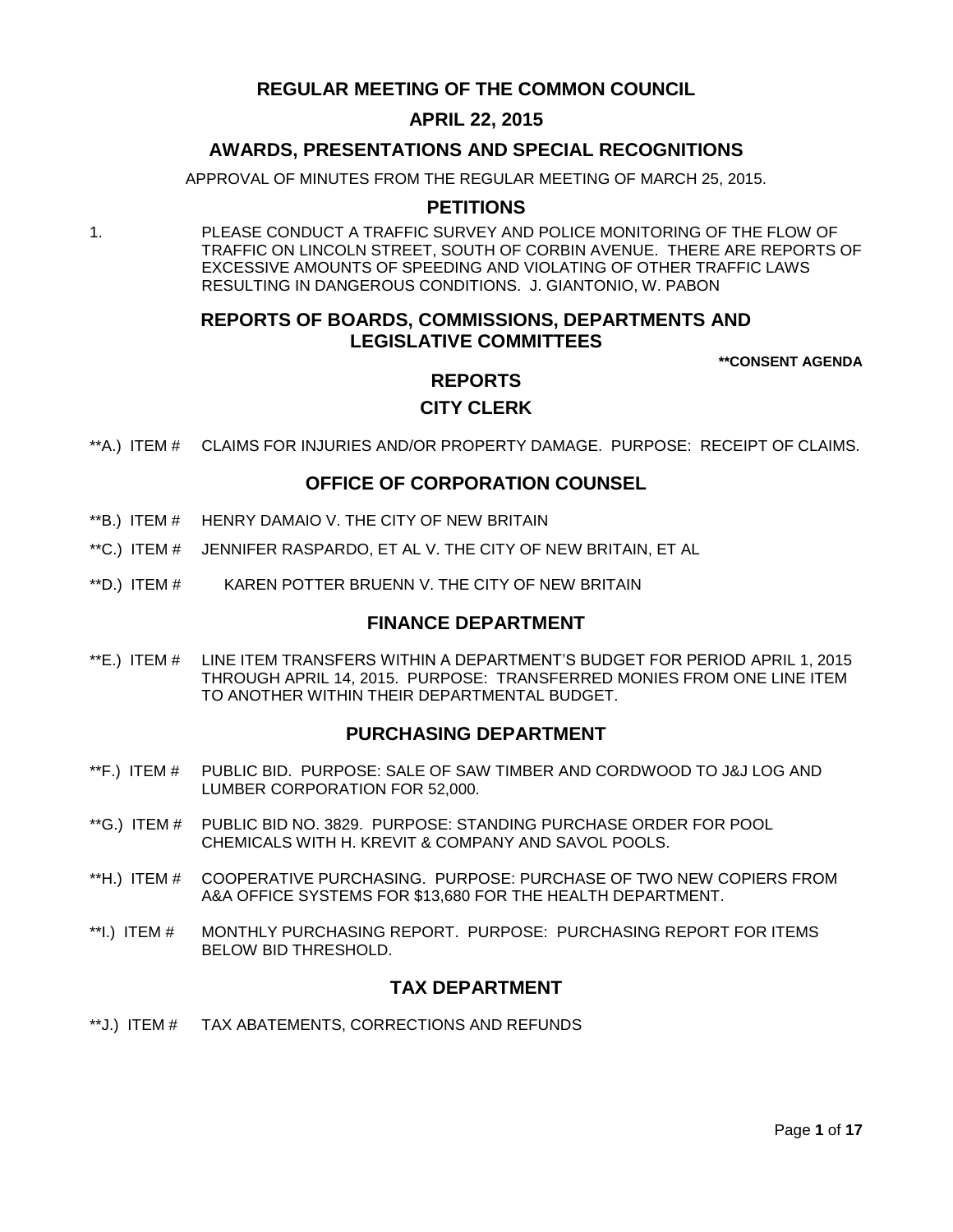# REGULAR MEETING OF THE COMMON COUNCIL

## APRIL 22, 2015

## AWARDS, PRESENTATIONS AND SPECIAL RECOGNITIONS

APPROVAL OF MINUTES FROM THE REGULAR MEETING OF MARCH 25, 2015.

## PETITIONS

1. PLEASE CONDUCT A TRAFFIC SURVEY AND POLICE MONITORING OF THE FLOW OF TRAFFIC ON LINCOLN STREET, SOUTH OF CORBIN AVENUE. THERE ARE REPORTS OF EXCESSIVE AMOUNTS OF SPEEDING AND VIOLATING OF OTHER TRAFFIC LAWS RESULTING IN DANGEROUS CONDITIONS. J. GIANTONIO, W. PABON

## REPORTS OF BOARDS, COMMISSIONS, DEPARTMENTS AND LEGISLATIVE COMMITTEES

**\*\*CONSENT AGENDA**

## REPORTS

## CITY CLERK

**A.) ITEM # CLAIMS FOR INJURIES AND/OR PROPERTY DAMAGE. PURPOSE: RECEIPT OF CLAIMS.

## OFFICE OF CORPORATION COUNSEL

**B.) ITEM # HENRY DAMAIO V. THE CITY OF NEW BRITAIN

**C.) ITEM # JENNIFER RASPARDO, ET AL V. THE CITY OF NEW BRITAIN, ET AL

**D.) ITEM # KAREN POTTER BRUENN V. THE CITY OF NEW BRITAIN

## FINANCE DEPARTMENT

**E.) ITEM # LINE ITEM TRANSFERS WITHIN A DEPARTMENT'S BUDGET FOR PERIOD APRIL 1, 2015 THROUGH APRIL 14, 2015. PURPOSE: TRANSFERRED MONIES FROM ONE LINE ITEM TO ANOTHER WITHIN THEIR DEPARTMENTAL BUDGET.

## PURCHASING DEPARTMENT

**F.) ITEM # PUBLIC BID. PURPOSE: SALE OF SAW TIMBER AND CORDWOOD TO J&J LOG AND LUMBER CORPORATION FOR 52,000.

**G.) ITEM # PUBLIC BID NO. 3829. PURPOSE: STANDING PURCHASE ORDER FOR POOL CHEMICALS WITH H. KREVIT & COMPANY AND SAVOL POOLS.

**H.) ITEM # COOPERATIVE PURCHASING. PURPOSE: PURCHASE OF TWO NEW COPIERS FROM A&A OFFICE SYSTEMS FOR $13,680 FOR THE HEALTH DEPARTMENT.

**I.) ITEM # MONTHLY PURCHASING REPORT. PURPOSE: PURCHASING REPORT FOR ITEMS BELOW BID THRESHOLD.

## TAX DEPARTMENT

**J.) ITEM # TAX ABATEMENTS, CORRECTIONS AND REFUNDS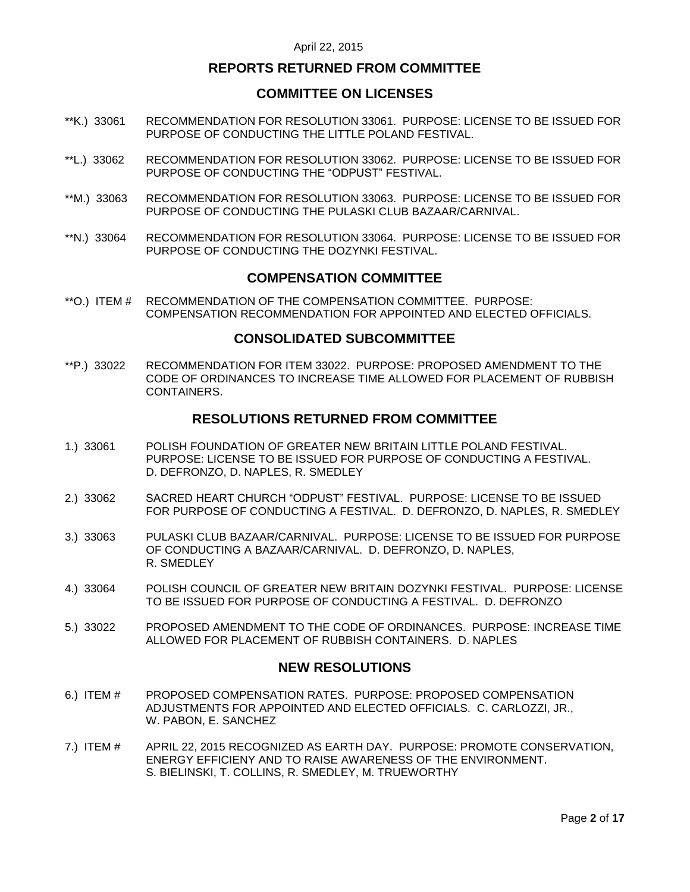April 22, 2015

## REPORTS RETURNED FROM COMMITTEE

### COMMITTEE ON LICENSES

**K.) 33061 RECOMMENDATION FOR RESOLUTION 33061. PURPOSE: LICENSE TO BE ISSUED FOR PURPOSE OF CONDUCTING THE LITTLE POLAND FESTIVAL.

**L.) 33062 RECOMMENDATION FOR RESOLUTION 33062. PURPOSE: LICENSE TO BE ISSUED FOR PURPOSE OF CONDUCTING THE "ODPUST" FESTIVAL.

**M.) 33063 RECOMMENDATION FOR RESOLUTION 33063. PURPOSE: LICENSE TO BE ISSUED FOR PURPOSE OF CONDUCTING THE PULASKI CLUB BAZAAR/CARNIVAL.

**N.) 33064 RECOMMENDATION FOR RESOLUTION 33064. PURPOSE: LICENSE TO BE ISSUED FOR PURPOSE OF CONDUCTING THE DOZYNKI FESTIVAL.

### COMPENSATION COMMITTEE

**O.) ITEM # RECOMMENDATION OF THE COMPENSATION COMMITTEE. PURPOSE: COMPENSATION RECOMMENDATION FOR APPOINTED AND ELECTED OFFICIALS.

### CONSOLIDATED SUBCOMMITTEE

**P.) 33022 RECOMMENDATION FOR ITEM 33022. PURPOSE: PROPOSED AMENDMENT TO THE CODE OF ORDINANCES TO INCREASE TIME ALLOWED FOR PLACEMENT OF RUBBISH CONTAINERS.

## RESOLUTIONS RETURNED FROM COMMITTEE

1.) 33061 POLISH FOUNDATION OF GREATER NEW BRITAIN LITTLE POLAND FESTIVAL. PURPOSE: LICENSE TO BE ISSUED FOR PURPOSE OF CONDUCTING A FESTIVAL. D. DEFRONZO, D. NAPLES, R. SMEDLEY

2.) 33062 SACRED HEART CHURCH "ODPUST" FESTIVAL. PURPOSE: LICENSE TO BE ISSUED FOR PURPOSE OF CONDUCTING A FESTIVAL. D. DEFRONZO, D. NAPLES, R. SMEDLEY

3.) 33063 PULASKI CLUB BAZAAR/CARNIVAL. PURPOSE: LICENSE TO BE ISSUED FOR PURPOSE OF CONDUCTING A BAZAAR/CARNIVAL. D. DEFRONZO, D. NAPLES, R. SMEDLEY

4.) 33064 POLISH COUNCIL OF GREATER NEW BRITAIN DOZYNKI FESTIVAL. PURPOSE: LICENSE TO BE ISSUED FOR PURPOSE OF CONDUCTING A FESTIVAL. D. DEFRONZO

5.) 33022 PROPOSED AMENDMENT TO THE CODE OF ORDINANCES. PURPOSE: INCREASE TIME ALLOWED FOR PLACEMENT OF RUBBISH CONTAINERS. D. NAPLES

## NEW RESOLUTIONS

6.) ITEM # PROPOSED COMPENSATION RATES. PURPOSE: PROPOSED COMPENSATION ADJUSTMENTS FOR APPOINTED AND ELECTED OFFICIALS. C. CARLOZZI, JR., W. PABON, E. SANCHEZ

7.) ITEM # APRIL 22, 2015 RECOGNIZED AS EARTH DAY. PURPOSE: PROMOTE CONSERVATION, ENERGY EFFICIENY AND TO RAISE AWARENESS OF THE ENVIRONMENT. S. BIELINSKI, T. COLLINS, R. SMEDLEY, M. TRUEWORTHY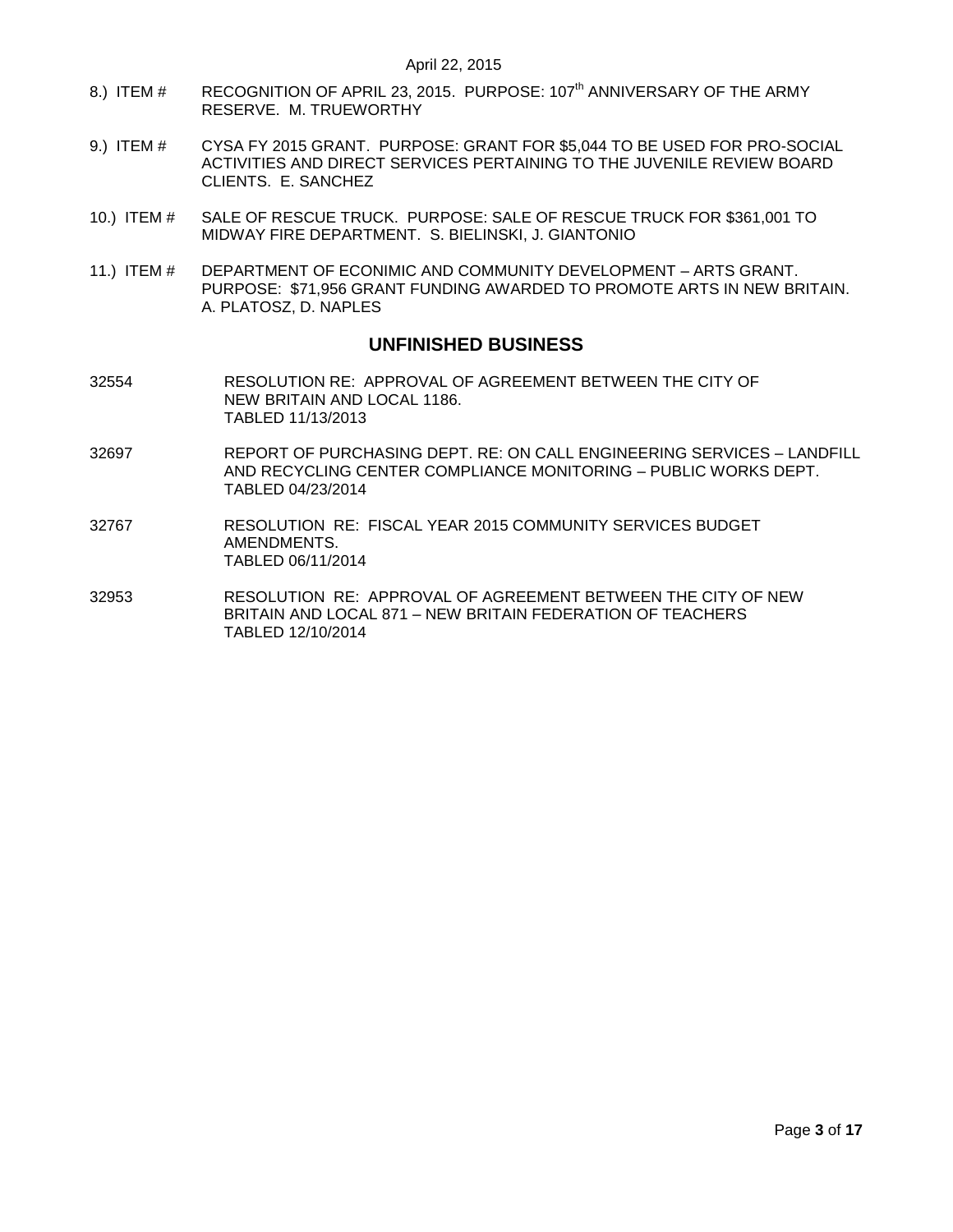April 22, 2015

8.) ITEM # RECOGNITION OF APRIL 23, 2015. PURPOSE: 107th ANNIVERSARY OF THE ARMY RESERVE. M. TRUEWORTHY

9.) ITEM # CYSA FY 2015 GRANT. PURPOSE: GRANT FOR $5,044 TO BE USED FOR PRO-SOCIAL ACTIVITIES AND DIRECT SERVICES PERTAINING TO THE JUVENILE REVIEW BOARD CLIENTS. E. SANCHEZ

10.) ITEM # SALE OF RESCUE TRUCK. PURPOSE: SALE OF RESCUE TRUCK FOR $361,001 TO MIDWAY FIRE DEPARTMENT. S. BIELINSKI, J. GIANTONIO

11.) ITEM # DEPARTMENT OF ECONIMIC AND COMMUNITY DEVELOPMENT – ARTS GRANT. PURPOSE: $71,956 GRANT FUNDING AWARDED TO PROMOTE ARTS IN NEW BRITAIN. A. PLATOSZ, D. NAPLES

## UNFINISHED BUSINESS

32554 RESOLUTION RE: APPROVAL OF AGREEMENT BETWEEN THE CITY OF NEW BRITAIN AND LOCAL 1186.
TABLED 11/13/2013

32697 REPORT OF PURCHASING DEPT. RE: ON CALL ENGINEERING SERVICES – LANDFILL AND RECYCLING CENTER COMPLIANCE MONITORING – PUBLIC WORKS DEPT.
TABLED 04/23/2014

32767 RESOLUTION RE: FISCAL YEAR 2015 COMMUNITY SERVICES BUDGET AMENDMENTS.
TABLED 06/11/2014

32953 RESOLUTION RE: APPROVAL OF AGREEMENT BETWEEN THE CITY OF NEW BRITAIN AND LOCAL 871 – NEW BRITAIN FEDERATION OF TEACHERS
TABLED 12/10/2014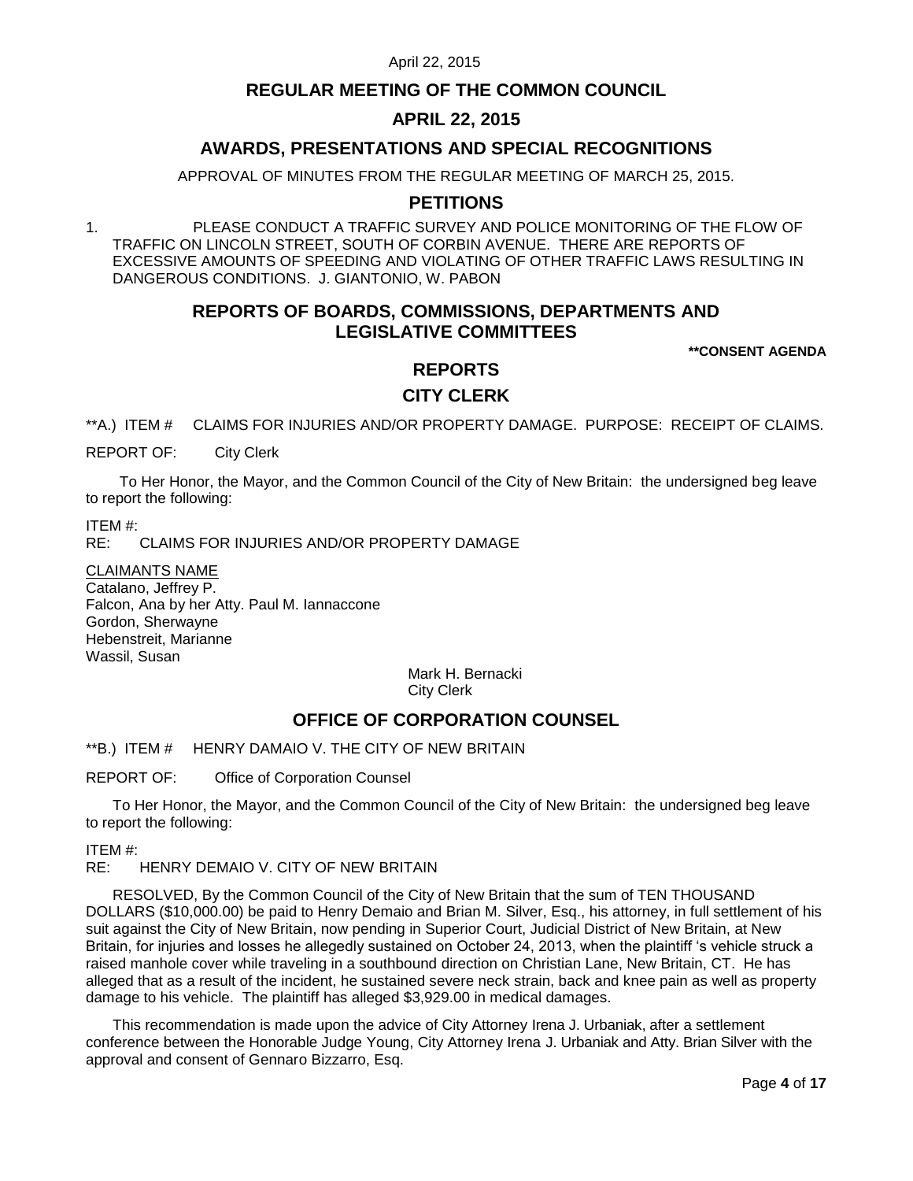## REGULAR MEETING OF THE COMMON COUNCIL

## APRIL 22, 2015

## AWARDS, PRESENTATIONS AND SPECIAL RECOGNITIONS

APPROVAL OF MINUTES FROM THE REGULAR MEETING OF MARCH 25, 2015.

## PETITIONS

1. PLEASE CONDUCT A TRAFFIC SURVEY AND POLICE MONITORING OF THE FLOW OF TRAFFIC ON LINCOLN STREET, SOUTH OF CORBIN AVENUE. THERE ARE REPORTS OF EXCESSIVE AMOUNTS OF SPEEDING AND VIOLATING OF OTHER TRAFFIC LAWS RESULTING IN DANGEROUS CONDITIONS. J. GIANTONIO, W. PABON

## REPORTS OF BOARDS, COMMISSIONS, DEPARTMENTS AND LEGISLATIVE COMMITTEES

**\*\*CONSENT AGENDA**

## REPORTS

## CITY CLERK

\*\*A.) ITEM # CLAIMS FOR INJURIES AND/OR PROPERTY DAMAGE. PURPOSE: RECEIPT OF CLAIMS.

REPORT OF: City Clerk

To Her Honor, the Mayor, and the Common Council of the City of New Britain: the undersigned beg leave to report the following:

ITEM #:
RE: CLAIMS FOR INJURIES AND/OR PROPERTY DAMAGE

<u>CLAIMANTS NAME</u>
Catalano, Jeffrey P.
Falcon, Ana by her Atty. Paul M. Iannaccone
Gordon, Sherwayne
Hebenstreit, Marianne
Wassil, Susan

Mark H. Bernacki
City Clerk

## OFFICE OF CORPORATION COUNSEL

\*\*B.) ITEM # HENRY DAMAIO V. THE CITY OF NEW BRITAIN

REPORT OF: Office of Corporation Counsel

To Her Honor, the Mayor, and the Common Council of the City of New Britain: the undersigned beg leave to report the following:

ITEM #:
RE: HENRY DEMAIO V. CITY OF NEW BRITAIN

RESOLVED, By the Common Council of the City of New Britain that the sum of TEN THOUSAND DOLLARS ($10,000.00) be paid to Henry Demaio and Brian M. Silver, Esq., his attorney, in full settlement of his suit against the City of New Britain, now pending in Superior Court, Judicial District of New Britain, at New Britain, for injuries and losses he allegedly sustained on October 24, 2013, when the plaintiff 's vehicle struck a raised manhole cover while traveling in a southbound direction on Christian Lane, New Britain, CT. He has alleged that as a result of the incident, he sustained severe neck strain, back and knee pain as well as property damage to his vehicle. The plaintiff has alleged $3,929.00 in medical damages.

This recommendation is made upon the advice of City Attorney Irena J. Urbaniak, after a settlement conference between the Honorable Judge Young, City Attorney Irena J. Urbaniak and Atty. Brian Silver with the approval and consent of Gennaro Bizzarro, Esq.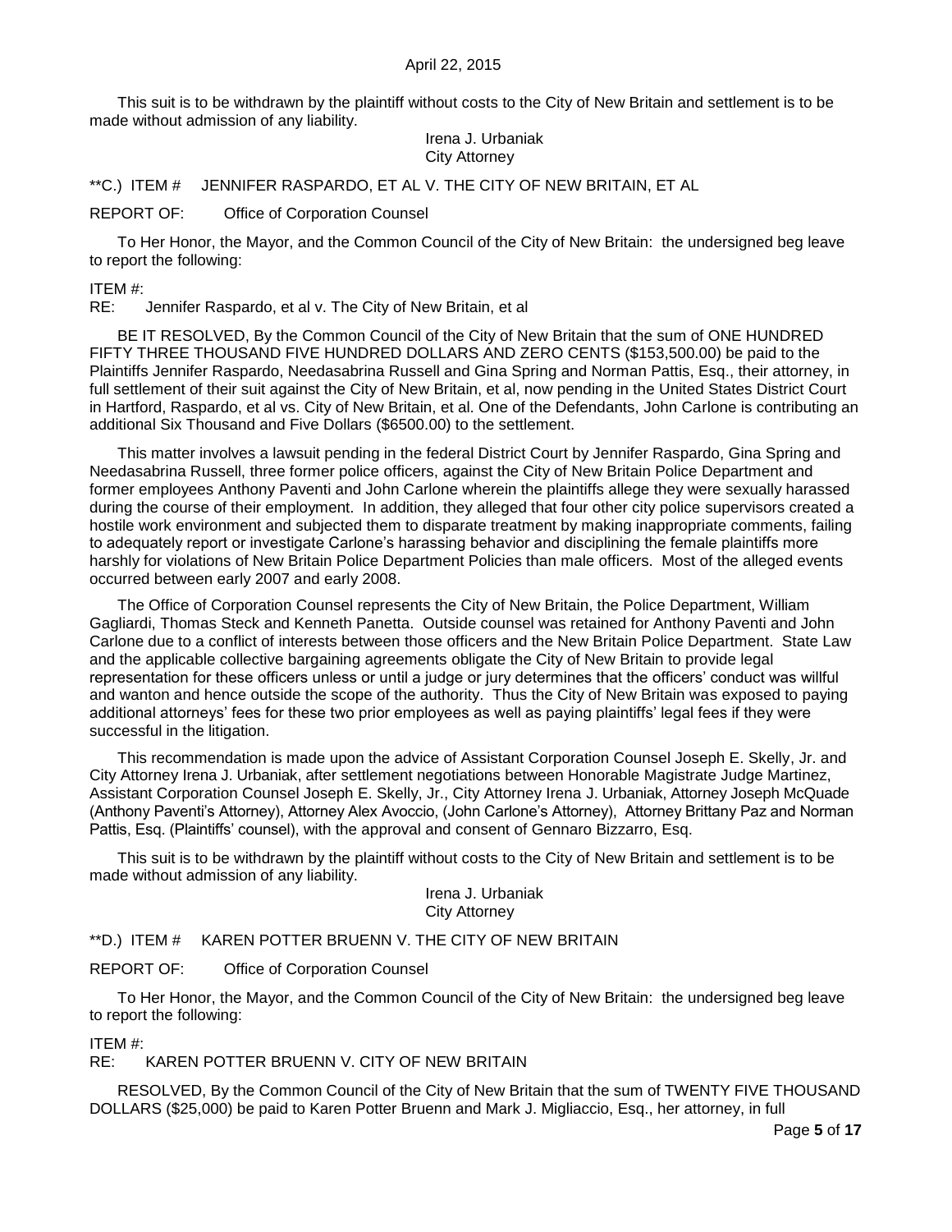This suit is to be withdrawn by the plaintiff without costs to the City of New Britain and settlement is to be made without admission of any liability.

Irena J. Urbaniak
City Attorney

**C.) ITEM # JENNIFER RASPARDO, ET AL V. THE CITY OF NEW BRITAIN, ET AL

REPORT OF: Office of Corporation Counsel

To Her Honor, the Mayor, and the Common Council of the City of New Britain: the undersigned beg leave to report the following:

ITEM #:
RE: Jennifer Raspardo, et al v. The City of New Britain, et al

BE IT RESOLVED, By the Common Council of the City of New Britain that the sum of ONE HUNDRED FIFTY THREE THOUSAND FIVE HUNDRED DOLLARS AND ZERO CENTS ($153,500.00) be paid to the Plaintiffs Jennifer Raspardo, Needasabrina Russell and Gina Spring and Norman Pattis, Esq., their attorney, in full settlement of their suit against the City of New Britain, et al, now pending in the United States District Court in Hartford, Raspardo, et al vs. City of New Britain, et al. One of the Defendants, John Carlone is contributing an additional Six Thousand and Five Dollars ($6500.00) to the settlement.

This matter involves a lawsuit pending in the federal District Court by Jennifer Raspardo, Gina Spring and Needasabrina Russell, three former police officers, against the City of New Britain Police Department and former employees Anthony Paventi and John Carlone wherein the plaintiffs allege they were sexually harassed during the course of their employment. In addition, they alleged that four other city police supervisors created a hostile work environment and subjected them to disparate treatment by making inappropriate comments, failing to adequately report or investigate Carlone's harassing behavior and disciplining the female plaintiffs more harshly for violations of New Britain Police Department Policies than male officers. Most of the alleged events occurred between early 2007 and early 2008.

The Office of Corporation Counsel represents the City of New Britain, the Police Department, William Gagliardi, Thomas Steck and Kenneth Panetta. Outside counsel was retained for Anthony Paventi and John Carlone due to a conflict of interests between those officers and the New Britain Police Department. State Law and the applicable collective bargaining agreements obligate the City of New Britain to provide legal representation for these officers unless or until a judge or jury determines that the officers' conduct was willful and wanton and hence outside the scope of the authority. Thus the City of New Britain was exposed to paying additional attorneys' fees for these two prior employees as well as paying plaintiffs' legal fees if they were successful in the litigation.

This recommendation is made upon the advice of Assistant Corporation Counsel Joseph E. Skelly, Jr. and City Attorney Irena J. Urbaniak, after settlement negotiations between Honorable Magistrate Judge Martinez, Assistant Corporation Counsel Joseph E. Skelly, Jr., City Attorney Irena J. Urbaniak, Attorney Joseph McQuade (Anthony Paventi's Attorney), Attorney Alex Avoccio, (John Carlone's Attorney), Attorney Brittany Paz and Norman Pattis, Esq. (Plaintiffs' counsel), with the approval and consent of Gennaro Bizzarro, Esq.

This suit is to be withdrawn by the plaintiff without costs to the City of New Britain and settlement is to be made without admission of any liability.

Irena J. Urbaniak
City Attorney

**D.) ITEM # KAREN POTTER BRUENN V. THE CITY OF NEW BRITAIN

REPORT OF: Office of Corporation Counsel

To Her Honor, the Mayor, and the Common Council of the City of New Britain: the undersigned beg leave to report the following:

ITEM #:
RE: KAREN POTTER BRUENN V. CITY OF NEW BRITAIN

RESOLVED, By the Common Council of the City of New Britain that the sum of TWENTY FIVE THOUSAND DOLLARS ($25,000) be paid to Karen Potter Bruenn and Mark J. Migliaccio, Esq., her attorney, in full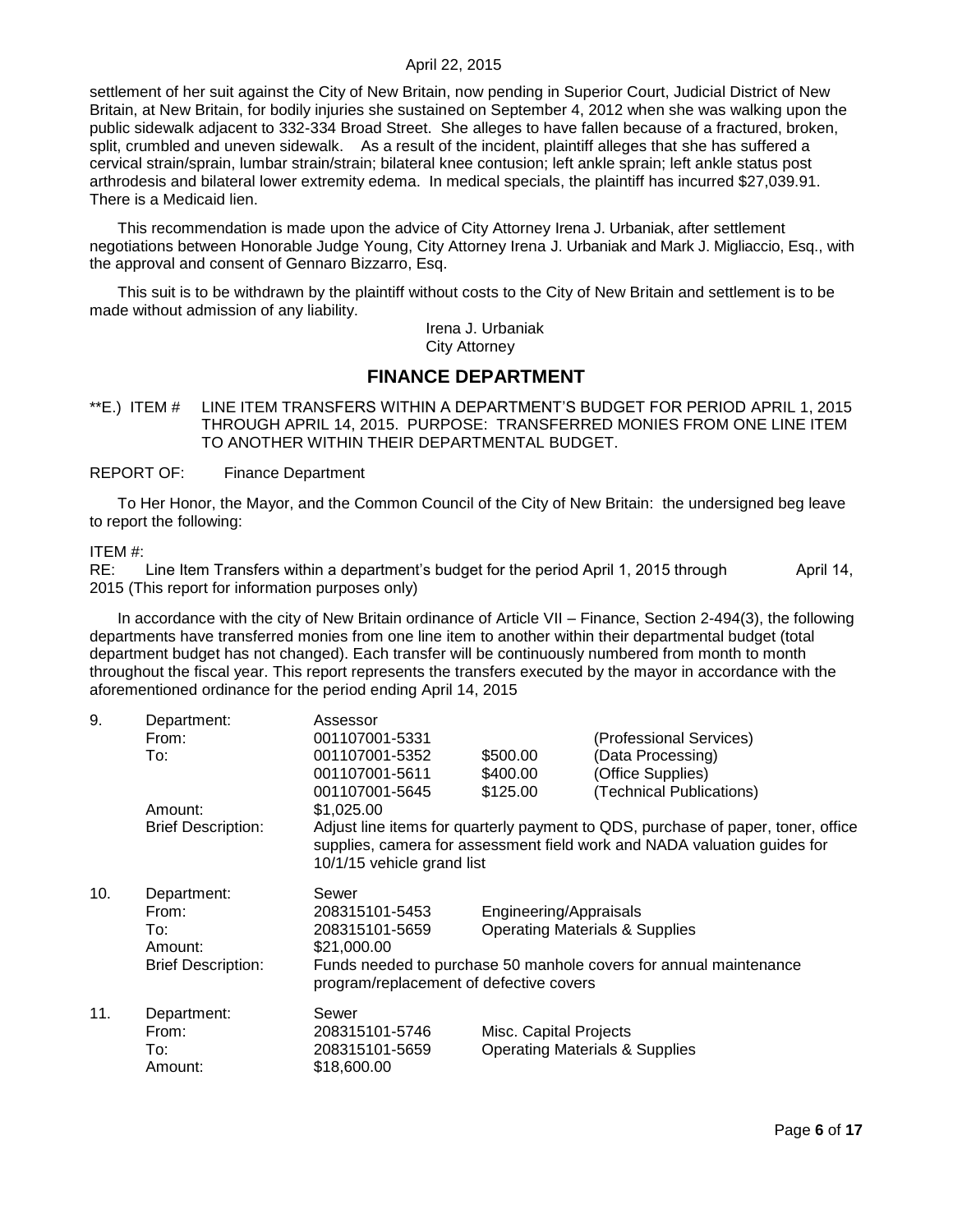settlement of her suit against the City of New Britain, now pending in Superior Court, Judicial District of New Britain, at New Britain, for bodily injuries she sustained on September 4, 2012 when she was walking upon the public sidewalk adjacent to 332-334 Broad Street. She alleges to have fallen because of a fractured, broken, split, crumbled and uneven sidewalk. As a result of the incident, plaintiff alleges that she has suffered a cervical strain/sprain, lumbar strain/strain; bilateral knee contusion; left ankle sprain; left ankle status post arthrodesis and bilateral lower extremity edema. In medical specials, the plaintiff has incurred $27,039.91. There is a Medicaid lien.

This recommendation is made upon the advice of City Attorney Irena J. Urbaniak, after settlement negotiations between Honorable Judge Young, City Attorney Irena J. Urbaniak and Mark J. Migliaccio, Esq., with the approval and consent of Gennaro Bizzarro, Esq.

This suit is to be withdrawn by the plaintiff without costs to the City of New Britain and settlement is to be made without admission of any liability.

Irena J. Urbaniak
City Attorney

## FINANCE DEPARTMENT

**E.) ITEM # LINE ITEM TRANSFERS WITHIN A DEPARTMENT'S BUDGET FOR PERIOD APRIL 1, 2015 THROUGH APRIL 14, 2015. PURPOSE: TRANSFERRED MONIES FROM ONE LINE ITEM TO ANOTHER WITHIN THEIR DEPARTMENTAL BUDGET.

REPORT OF: Finance Department

To Her Honor, the Mayor, and the Common Council of the City of New Britain: the undersigned beg leave to report the following:

ITEM #:
RE: Line Item Transfers within a department's budget for the period April 1, 2015 through April 14, 2015 (This report for information purposes only)

In accordance with the city of New Britain ordinance of Article VII – Finance, Section 2-494(3), the following departments have transferred monies from one line item to another within their departmental budget (total department budget has not changed). Each transfer will be continuously numbered from month to month throughout the fiscal year. This report represents the transfers executed by the mayor in accordance with the aforementioned ordinance for the period ending April 14, 2015

| | | | | |
|---|---|---|---|---|
| 9. | Department: | Assessor | | |
| | From: | 001107001-5331 | | (Professional Services) |
| | To: | 001107001-5352 | $500.00 | (Data Processing) |
| | | 001107001-5611 | $400.00 | (Office Supplies) |
| | | 001107001-5645 | $125.00 | (Technical Publications) |
| | Amount: | $1,025.00 | | |
| | Brief Description: | Adjust line items for quarterly payment to QDS, purchase of paper, toner, office supplies, camera for assessment field work and NADA valuation guides for 10/1/15 vehicle grand list | | |
| 10. | Department: | Sewer | | |
| | From: | 208315101-5453 | Engineering/Appraisals | |
| | To: | 208315101-5659 | Operating Materials & Supplies | |
| | Amount: | $21,000.00 | | |
| | Brief Description: | Funds needed to purchase 50 manhole covers for annual maintenance program/replacement of defective covers | | |
| 11. | Department: | Sewer | | |
| | From: | 208315101-5746 | Misc. Capital Projects | |
| | To: | 208315101-5659 | Operating Materials & Supplies | |
| | Amount: | $18,600.00 | | |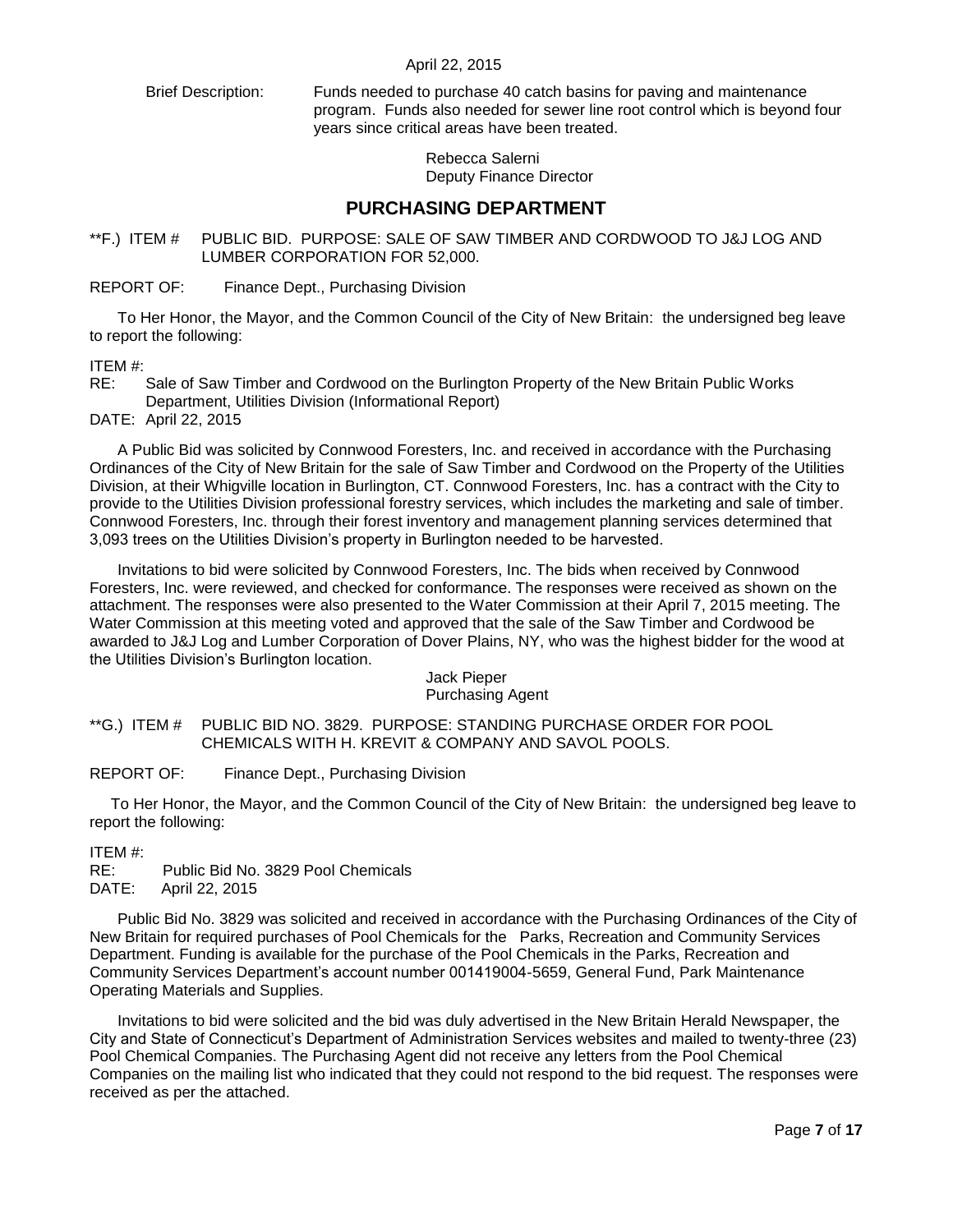April 22, 2015

Brief Description: Funds needed to purchase 40 catch basins for paving and maintenance program. Funds also needed for sewer line root control which is beyond four years since critical areas have been treated.

Rebecca Salerni
Deputy Finance Director

## PURCHASING DEPARTMENT

**F.) ITEM # PUBLIC BID. PURPOSE: SALE OF SAW TIMBER AND CORDWOOD TO J&J LOG AND LUMBER CORPORATION FOR 52,000.

REPORT OF: Finance Dept., Purchasing Division

To Her Honor, the Mayor, and the Common Council of the City of New Britain: the undersigned beg leave to report the following:

ITEM #:
RE: Sale of Saw Timber and Cordwood on the Burlington Property of the New Britain Public Works Department, Utilities Division (Informational Report)
DATE: April 22, 2015

A Public Bid was solicited by Connwood Foresters, Inc. and received in accordance with the Purchasing Ordinances of the City of New Britain for the sale of Saw Timber and Cordwood on the Property of the Utilities Division, at their Whigville location in Burlington, CT. Connwood Foresters, Inc. has a contract with the City to provide to the Utilities Division professional forestry services, which includes the marketing and sale of timber. Connwood Foresters, Inc. through their forest inventory and management planning services determined that 3,093 trees on the Utilities Division's property in Burlington needed to be harvested.

Invitations to bid were solicited by Connwood Foresters, Inc. The bids when received by Connwood Foresters, Inc. were reviewed, and checked for conformance. The responses were received as shown on the attachment. The responses were also presented to the Water Commission at their April 7, 2015 meeting. The Water Commission at this meeting voted and approved that the sale of the Saw Timber and Cordwood be awarded to J&J Log and Lumber Corporation of Dover Plains, NY, who was the highest bidder for the wood at the Utilities Division's Burlington location.

Jack Pieper
Purchasing Agent

**G.) ITEM # PUBLIC BID NO. 3829. PURPOSE: STANDING PURCHASE ORDER FOR POOL CHEMICALS WITH H. KREVIT & COMPANY AND SAVOL POOLS.

REPORT OF: Finance Dept., Purchasing Division

To Her Honor, the Mayor, and the Common Council of the City of New Britain: the undersigned beg leave to report the following:

ITEM #:
RE: Public Bid No. 3829 Pool Chemicals
DATE: April 22, 2015

Public Bid No. 3829 was solicited and received in accordance with the Purchasing Ordinances of the City of New Britain for required purchases of Pool Chemicals for the Parks, Recreation and Community Services Department. Funding is available for the purchase of the Pool Chemicals in the Parks, Recreation and Community Services Department's account number 001419004-5659, General Fund, Park Maintenance Operating Materials and Supplies.

Invitations to bid were solicited and the bid was duly advertised in the New Britain Herald Newspaper, the City and State of Connecticut's Department of Administration Services websites and mailed to twenty-three (23) Pool Chemical Companies. The Purchasing Agent did not receive any letters from the Pool Chemical Companies on the mailing list who indicated that they could not respond to the bid request. The responses were received as per the attached.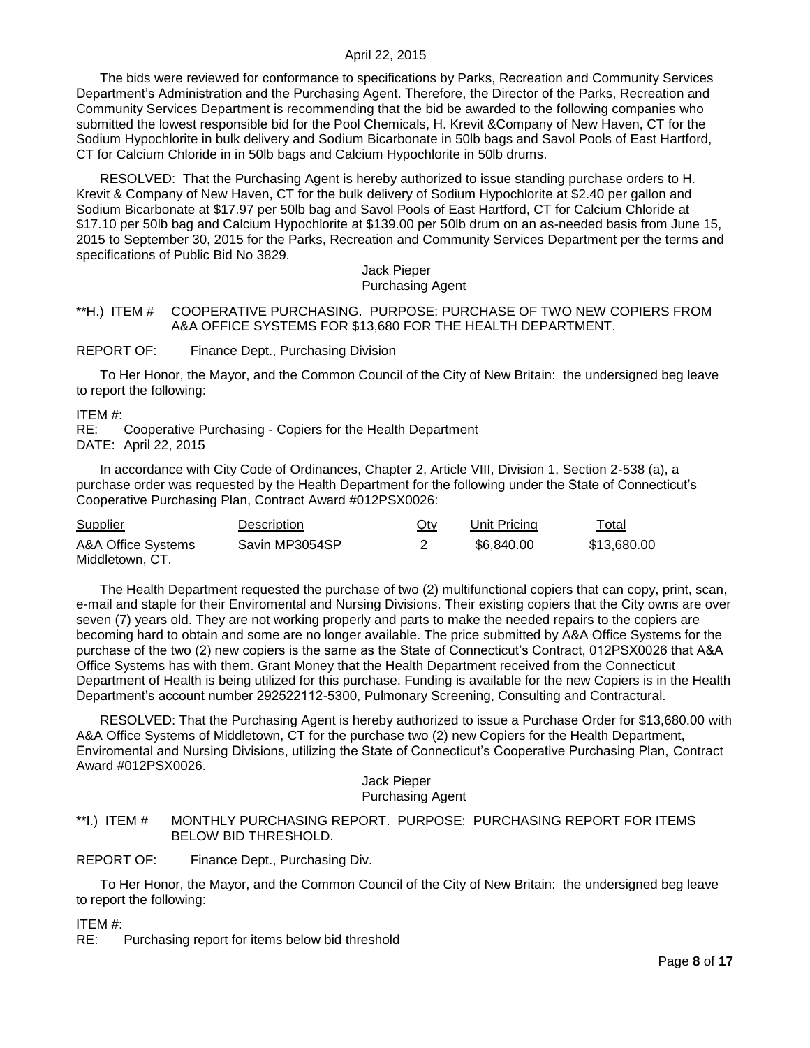The bids were reviewed for conformance to specifications by Parks, Recreation and Community Services Department's Administration and the Purchasing Agent. Therefore, the Director of the Parks, Recreation and Community Services Department is recommending that the bid be awarded to the following companies who submitted the lowest responsible bid for the Pool Chemicals, H. Krevit &Company of New Haven, CT for the Sodium Hypochlorite in bulk delivery and Sodium Bicarbonate in 50lb bags and Savol Pools of East Hartford, CT for Calcium Chloride in in 50lb bags and Calcium Hypochlorite in 50lb drums.

RESOLVED: That the Purchasing Agent is hereby authorized to issue standing purchase orders to H. Krevit & Company of New Haven, CT for the bulk delivery of Sodium Hypochlorite at $2.40 per gallon and Sodium Bicarbonate at $17.97 per 50lb bag and Savol Pools of East Hartford, CT for Calcium Chloride at $17.10 per 50lb bag and Calcium Hypochlorite at $139.00 per 50lb drum on an as-needed basis from June 15, 2015 to September 30, 2015 for the Parks, Recreation and Community Services Department per the terms and specifications of Public Bid No 3829.

Jack Pieper
Purchasing Agent

**H.) ITEM # COOPERATIVE PURCHASING. PURPOSE: PURCHASE OF TWO NEW COPIERS FROM A&A OFFICE SYSTEMS FOR $13,680 FOR THE HEALTH DEPARTMENT.

REPORT OF: Finance Dept., Purchasing Division

To Her Honor, the Mayor, and the Common Council of the City of New Britain: the undersigned beg leave to report the following:

ITEM #:
RE: Cooperative Purchasing - Copiers for the Health Department
DATE: April 22, 2015

In accordance with City Code of Ordinances, Chapter 2, Article VIII, Division 1, Section 2-538 (a), a purchase order was requested by the Health Department for the following under the State of Connecticut's Cooperative Purchasing Plan, Contract Award #012PSX0026:

| Supplier | Description | Qty | Unit Pricing | Total |
|---|---|---|---|---|
| A&A Office Systems Middletown, CT. | Savin MP3054SP | 2 | $6,840.00 | $13,680.00 |

The Health Department requested the purchase of two (2) multifunctional copiers that can copy, print, scan, e-mail and staple for their Enviromental and Nursing Divisions. Their existing copiers that the City owns are over seven (7) years old. They are not working properly and parts to make the needed repairs to the copiers are becoming hard to obtain and some are no longer available. The price submitted by A&A Office Systems for the purchase of the two (2) new copiers is the same as the State of Connecticut's Contract, 012PSX0026 that A&A Office Systems has with them. Grant Money that the Health Department received from the Connecticut Department of Health is being utilized for this purchase. Funding is available for the new Copiers is in the Health Department's account number 292522112-5300, Pulmonary Screening, Consulting and Contractural.

RESOLVED: That the Purchasing Agent is hereby authorized to issue a Purchase Order for $13,680.00 with A&A Office Systems of Middletown, CT for the purchase two (2) new Copiers for the Health Department, Enviromental and Nursing Divisions, utilizing the State of Connecticut's Cooperative Purchasing Plan, Contract Award #012PSX0026.

Jack Pieper
Purchasing Agent

**I.) ITEM # MONTHLY PURCHASING REPORT. PURPOSE: PURCHASING REPORT FOR ITEMS BELOW BID THRESHOLD.

REPORT OF: Finance Dept., Purchasing Div.

To Her Honor, the Mayor, and the Common Council of the City of New Britain: the undersigned beg leave to report the following:

ITEM #:
RE: Purchasing report for items below bid threshold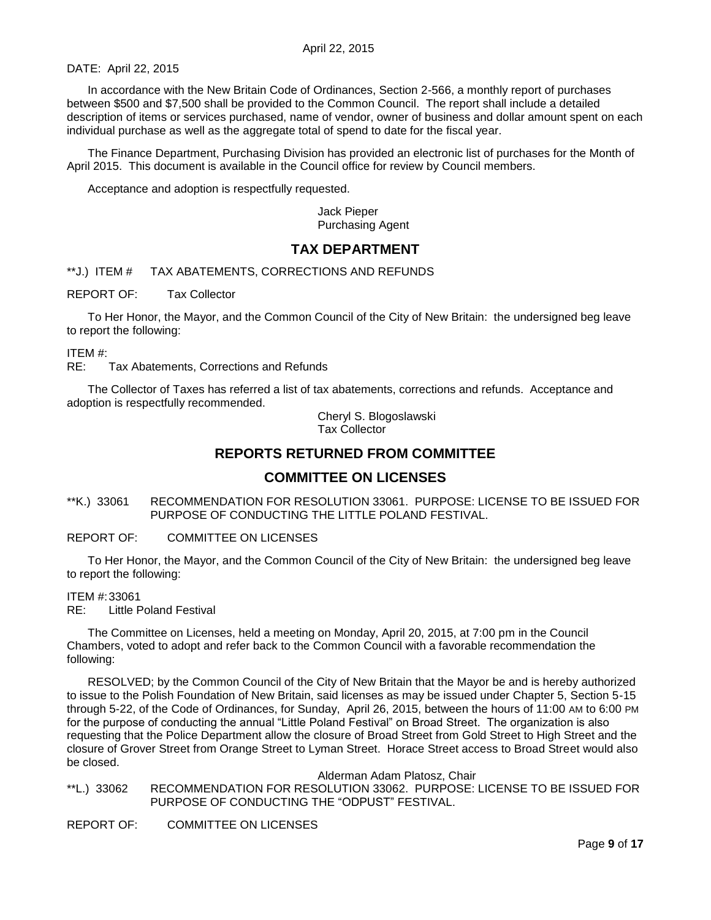DATE: April 22, 2015

In accordance with the New Britain Code of Ordinances, Section 2-566, a monthly report of purchases between $500 and $7,500 shall be provided to the Common Council. The report shall include a detailed description of items or services purchased, name of vendor, owner of business and dollar amount spent on each individual purchase as well as the aggregate total of spend to date for the fiscal year.

The Finance Department, Purchasing Division has provided an electronic list of purchases for the Month of April 2015. This document is available in the Council office for review by Council members.

Acceptance and adoption is respectfully requested.

Jack Pieper
Purchasing Agent

## TAX DEPARTMENT

**J.) ITEM # TAX ABATEMENTS, CORRECTIONS AND REFUNDS

REPORT OF: Tax Collector

To Her Honor, the Mayor, and the Common Council of the City of New Britain: the undersigned beg leave to report the following:

ITEM #:
RE: Tax Abatements, Corrections and Refunds

The Collector of Taxes has referred a list of tax abatements, corrections and refunds. Acceptance and adoption is respectfully recommended.

Cheryl S. Blogoslawski
Tax Collector

## REPORTS RETURNED FROM COMMITTEE

## COMMITTEE ON LICENSES

**K.) 33061 RECOMMENDATION FOR RESOLUTION 33061. PURPOSE: LICENSE TO BE ISSUED FOR PURPOSE OF CONDUCTING THE LITTLE POLAND FESTIVAL.

REPORT OF: COMMITTEE ON LICENSES

To Her Honor, the Mayor, and the Common Council of the City of New Britain: the undersigned beg leave to report the following:

ITEM #: 33061
RE: Little Poland Festival

The Committee on Licenses, held a meeting on Monday, April 20, 2015, at 7:00 pm in the Council Chambers, voted to adopt and refer back to the Common Council with a favorable recommendation the following:

RESOLVED; by the Common Council of the City of New Britain that the Mayor be and is hereby authorized to issue to the Polish Foundation of New Britain, said licenses as may be issued under Chapter 5, Section 5-15 through 5-22, of the Code of Ordinances, for Sunday, April 26, 2015, between the hours of 11:00 AM to 6:00 PM for the purpose of conducting the annual "Little Poland Festival" on Broad Street. The organization is also requesting that the Police Department allow the closure of Broad Street from Gold Street to High Street and the closure of Grover Street from Orange Street to Lyman Street. Horace Street access to Broad Street would also be closed.

Alderman Adam Platosz, Chair

**L.) 33062 RECOMMENDATION FOR RESOLUTION 33062. PURPOSE: LICENSE TO BE ISSUED FOR PURPOSE OF CONDUCTING THE "ODPUST" FESTIVAL.

REPORT OF: COMMITTEE ON LICENSES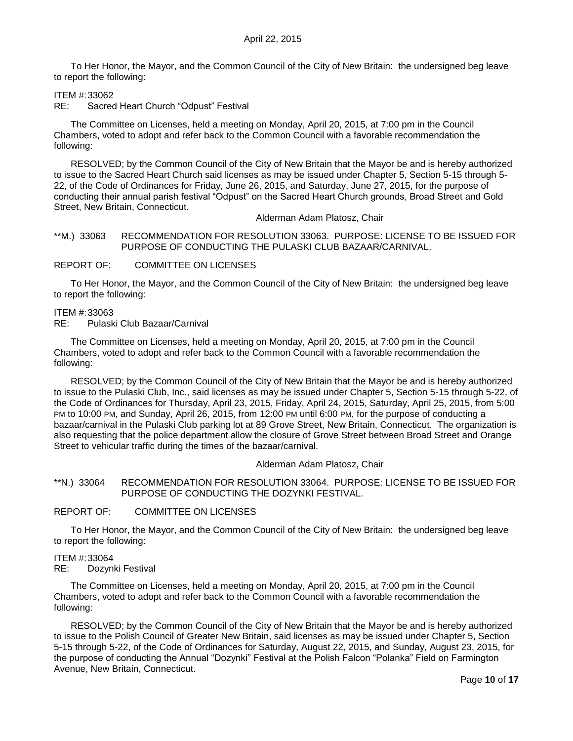To Her Honor, the Mayor, and the Common Council of the City of New Britain: the undersigned beg leave to report the following:

ITEM #: 33062
RE: Sacred Heart Church "Odpust" Festival

The Committee on Licenses, held a meeting on Monday, April 20, 2015, at 7:00 pm in the Council Chambers, voted to adopt and refer back to the Common Council with a favorable recommendation the following:

RESOLVED; by the Common Council of the City of New Britain that the Mayor be and is hereby authorized to issue to the Sacred Heart Church said licenses as may be issued under Chapter 5, Section 5-15 through 5-22, of the Code of Ordinances for Friday, June 26, 2015, and Saturday, June 27, 2015, for the purpose of conducting their annual parish festival "Odpust" on the Sacred Heart Church grounds, Broad Street and Gold Street, New Britain, Connecticut.

Alderman Adam Platosz, Chair

**M.) 33063 RECOMMENDATION FOR RESOLUTION 33063. PURPOSE: LICENSE TO BE ISSUED FOR PURPOSE OF CONDUCTING THE PULASKI CLUB BAZAAR/CARNIVAL.

REPORT OF: COMMITTEE ON LICENSES

To Her Honor, the Mayor, and the Common Council of the City of New Britain: the undersigned beg leave to report the following:

ITEM #: 33063
RE: Pulaski Club Bazaar/Carnival

The Committee on Licenses, held a meeting on Monday, April 20, 2015, at 7:00 pm in the Council Chambers, voted to adopt and refer back to the Common Council with a favorable recommendation the following:

RESOLVED; by the Common Council of the City of New Britain that the Mayor be and is hereby authorized to issue to the Pulaski Club, Inc., said licenses as may be issued under Chapter 5, Section 5-15 through 5-22, of the Code of Ordinances for Thursday, April 23, 2015, Friday, April 24, 2015, Saturday, April 25, 2015, from 5:00 PM to 10:00 PM, and Sunday, April 26, 2015, from 12:00 PM until 6:00 PM, for the purpose of conducting a bazaar/carnival in the Pulaski Club parking lot at 89 Grove Street, New Britain, Connecticut. The organization is also requesting that the police department allow the closure of Grove Street between Broad Street and Orange Street to vehicular traffic during the times of the bazaar/carnival.

Alderman Adam Platosz, Chair

**N.) 33064 RECOMMENDATION FOR RESOLUTION 33064. PURPOSE: LICENSE TO BE ISSUED FOR PURPOSE OF CONDUCTING THE DOZYNKI FESTIVAL.

REPORT OF: COMMITTEE ON LICENSES

To Her Honor, the Mayor, and the Common Council of the City of New Britain: the undersigned beg leave to report the following:

ITEM #: 33064
RE: Dozynki Festival

The Committee on Licenses, held a meeting on Monday, April 20, 2015, at 7:00 pm in the Council Chambers, voted to adopt and refer back to the Common Council with a favorable recommendation the following:

RESOLVED; by the Common Council of the City of New Britain that the Mayor be and is hereby authorized to issue to the Polish Council of Greater New Britain, said licenses as may be issued under Chapter 5, Section 5-15 through 5-22, of the Code of Ordinances for Saturday, August 22, 2015, and Sunday, August 23, 2015, for the purpose of conducting the Annual "Dozynki" Festival at the Polish Falcon "Polanka" Field on Farmington Avenue, New Britain, Connecticut.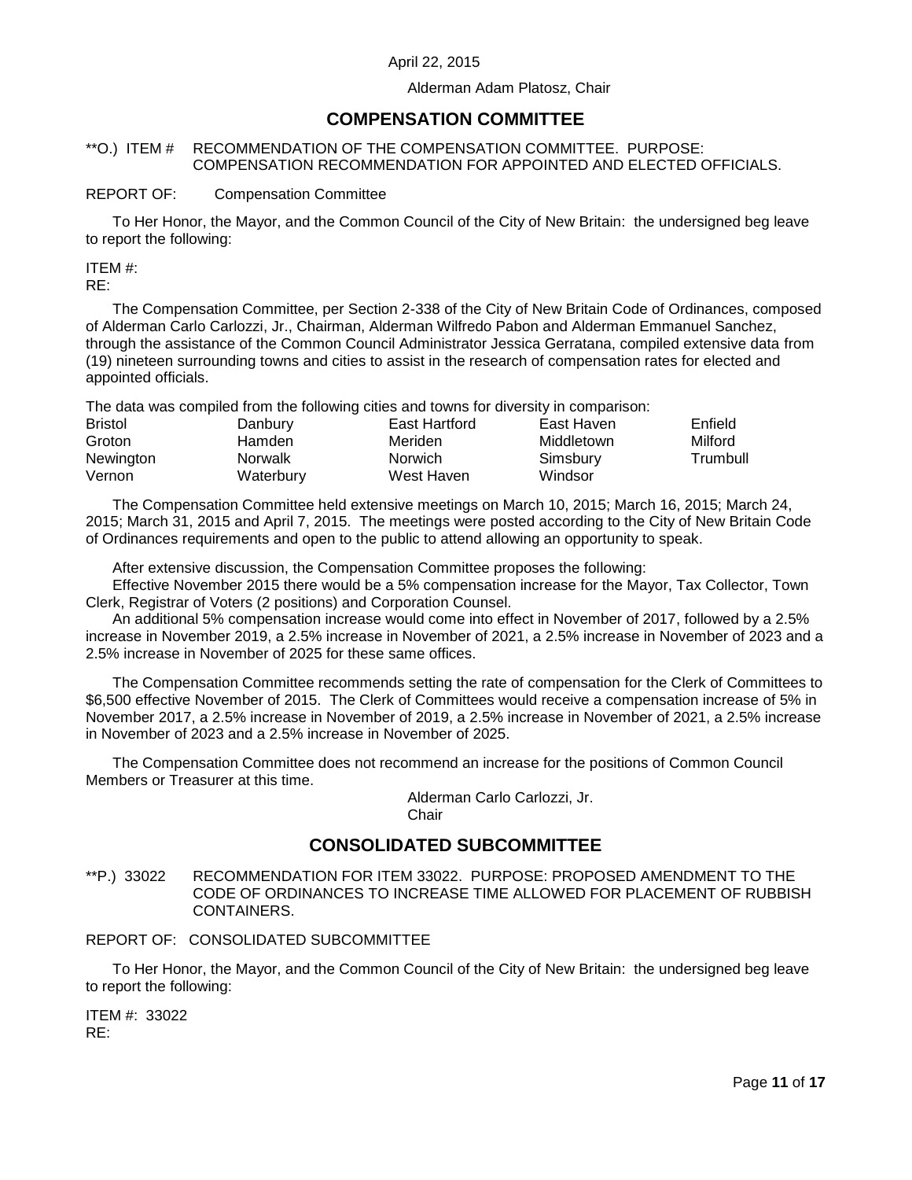April 22, 2015

Alderman Adam Platosz, Chair

## COMPENSATION COMMITTEE

**O.) ITEM # RECOMMENDATION OF THE COMPENSATION COMMITTEE. PURPOSE: COMPENSATION RECOMMENDATION FOR APPOINTED AND ELECTED OFFICIALS.

REPORT OF: Compensation Committee

To Her Honor, the Mayor, and the Common Council of the City of New Britain: the undersigned beg leave to report the following:

ITEM #:
RE:

The Compensation Committee, per Section 2-338 of the City of New Britain Code of Ordinances, composed of Alderman Carlo Carlozzi, Jr., Chairman, Alderman Wilfredo Pabon and Alderman Emmanuel Sanchez, through the assistance of the Common Council Administrator Jessica Gerratana, compiled extensive data from (19) nineteen surrounding towns and cities to assist in the research of compensation rates for elected and appointed officials.

The data was compiled from the following cities and towns for diversity in comparison:

| | | | | |
|---|---|---|---|---|
| Bristol | Danbury | East Hartford | East Haven | Enfield |
| Groton | Hamden | Meriden | Middletown | Milford |
| Newington | Norwalk | Norwich | Simsbury | Trumbull |
| Vernon | Waterbury | West Haven | Windsor | |

The Compensation Committee held extensive meetings on March 10, 2015; March 16, 2015; March 24, 2015; March 31, 2015 and April 7, 2015. The meetings were posted according to the City of New Britain Code of Ordinances requirements and open to the public to attend allowing an opportunity to speak.

After extensive discussion, the Compensation Committee proposes the following:

Effective November 2015 there would be a 5% compensation increase for the Mayor, Tax Collector, Town Clerk, Registrar of Voters (2 positions) and Corporation Counsel.

An additional 5% compensation increase would come into effect in November of 2017, followed by a 2.5% increase in November 2019, a 2.5% increase in November of 2021, a 2.5% increase in November of 2023 and a 2.5% increase in November of 2025 for these same offices.

The Compensation Committee recommends setting the rate of compensation for the Clerk of Committees to $6,500 effective November of 2015. The Clerk of Committees would receive a compensation increase of 5% in November 2017, a 2.5% increase in November of 2019, a 2.5% increase in November of 2021, a 2.5% increase in November of 2023 and a 2.5% increase in November of 2025.

The Compensation Committee does not recommend an increase for the positions of Common Council Members or Treasurer at this time.

Alderman Carlo Carlozzi, Jr.
Chair

## CONSOLIDATED SUBCOMMITTEE

**P.) 33022 RECOMMENDATION FOR ITEM 33022. PURPOSE: PROPOSED AMENDMENT TO THE CODE OF ORDINANCES TO INCREASE TIME ALLOWED FOR PLACEMENT OF RUBBISH CONTAINERS.

REPORT OF: CONSOLIDATED SUBCOMMITTEE

To Her Honor, the Mayor, and the Common Council of the City of New Britain: the undersigned beg leave to report the following:

ITEM #: 33022
RE: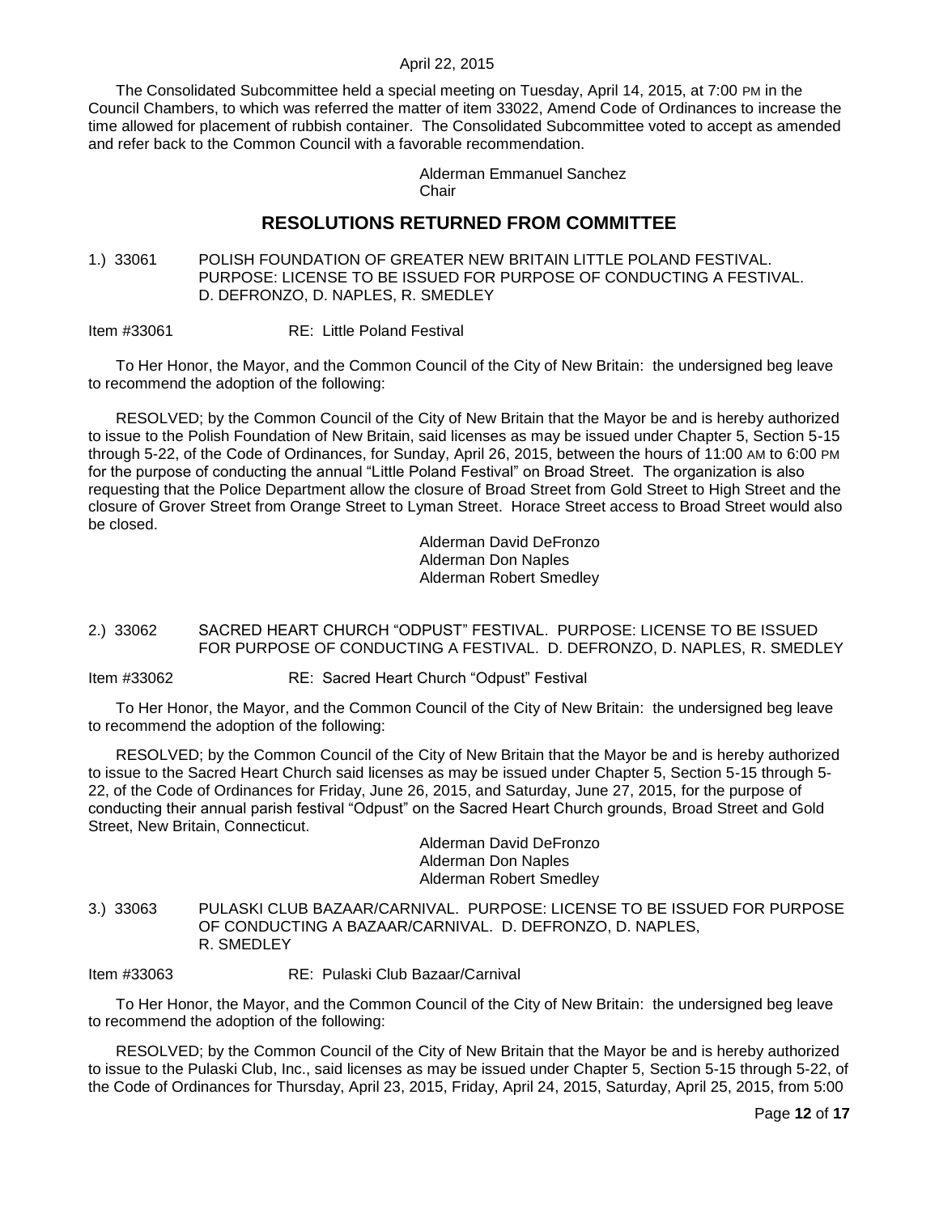The Consolidated Subcommittee held a special meeting on Tuesday, April 14, 2015, at 7:00 PM in the Council Chambers, to which was referred the matter of item 33022, Amend Code of Ordinances to increase the time allowed for placement of rubbish container. The Consolidated Subcommittee voted to accept as amended and refer back to the Common Council with a favorable recommendation.

Alderman Emmanuel Sanchez
Chair

## RESOLUTIONS RETURNED FROM COMMITTEE

1.) 33061 POLISH FOUNDATION OF GREATER NEW BRITAIN LITTLE POLAND FESTIVAL. PURPOSE: LICENSE TO BE ISSUED FOR PURPOSE OF CONDUCTING A FESTIVAL. D. DEFRONZO, D. NAPLES, R. SMEDLEY

Item #33061 RE: Little Poland Festival

To Her Honor, the Mayor, and the Common Council of the City of New Britain: the undersigned beg leave to recommend the adoption of the following:

RESOLVED; by the Common Council of the City of New Britain that the Mayor be and is hereby authorized to issue to the Polish Foundation of New Britain, said licenses as may be issued under Chapter 5, Section 5-15 through 5-22, of the Code of Ordinances, for Sunday, April 26, 2015, between the hours of 11:00 AM to 6:00 PM for the purpose of conducting the annual "Little Poland Festival" on Broad Street. The organization is also requesting that the Police Department allow the closure of Broad Street from Gold Street to High Street and the closure of Grover Street from Orange Street to Lyman Street. Horace Street access to Broad Street would also be closed.

Alderman David DeFronzo
Alderman Don Naples
Alderman Robert Smedley

2.) 33062 SACRED HEART CHURCH "ODPUST" FESTIVAL. PURPOSE: LICENSE TO BE ISSUED FOR PURPOSE OF CONDUCTING A FESTIVAL. D. DEFRONZO, D. NAPLES, R. SMEDLEY

Item #33062 RE: Sacred Heart Church "Odpust" Festival

To Her Honor, the Mayor, and the Common Council of the City of New Britain: the undersigned beg leave to recommend the adoption of the following:

RESOLVED; by the Common Council of the City of New Britain that the Mayor be and is hereby authorized to issue to the Sacred Heart Church said licenses as may be issued under Chapter 5, Section 5-15 through 5-22, of the Code of Ordinances for Friday, June 26, 2015, and Saturday, June 27, 2015, for the purpose of conducting their annual parish festival "Odpust" on the Sacred Heart Church grounds, Broad Street and Gold Street, New Britain, Connecticut.

Alderman David DeFronzo
Alderman Don Naples
Alderman Robert Smedley

3.) 33063 PULASKI CLUB BAZAAR/CARNIVAL. PURPOSE: LICENSE TO BE ISSUED FOR PURPOSE OF CONDUCTING A BAZAAR/CARNIVAL. D. DEFRONZO, D. NAPLES, R. SMEDLEY

Item #33063 RE: Pulaski Club Bazaar/Carnival

To Her Honor, the Mayor, and the Common Council of the City of New Britain: the undersigned beg leave to recommend the adoption of the following:

RESOLVED; by the Common Council of the City of New Britain that the Mayor be and is hereby authorized to issue to the Pulaski Club, Inc., said licenses as may be issued under Chapter 5, Section 5-15 through 5-22, of the Code of Ordinances for Thursday, April 23, 2015, Friday, April 24, 2015, Saturday, April 25, 2015, from 5:00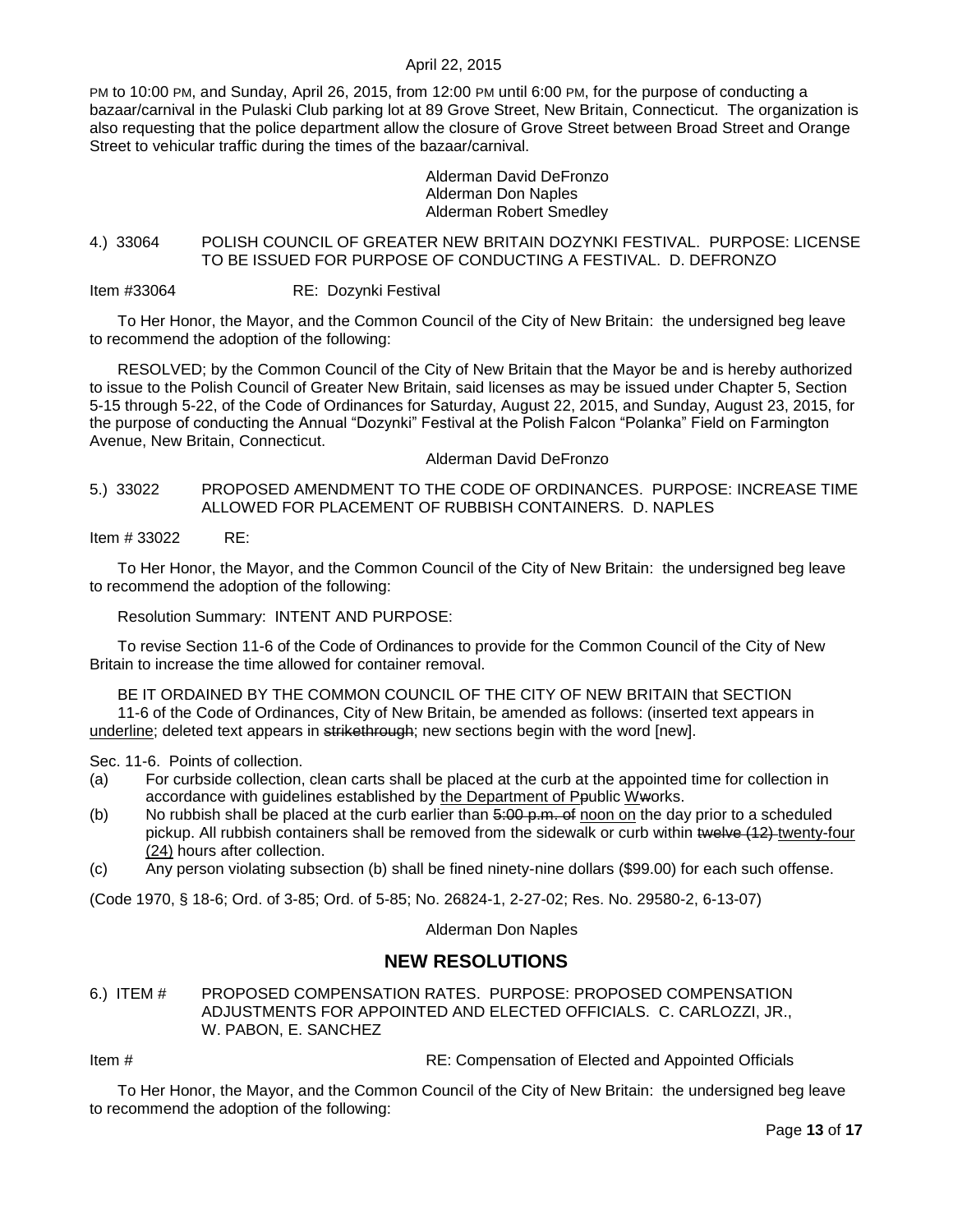PM to 10:00 PM, and Sunday, April 26, 2015, from 12:00 PM until 6:00 PM, for the purpose of conducting a bazaar/carnival in the Pulaski Club parking lot at 89 Grove Street, New Britain, Connecticut. The organization is also requesting that the police department allow the closure of Grove Street between Broad Street and Orange Street to vehicular traffic during the times of the bazaar/carnival.

Alderman David DeFronzo
Alderman Don Naples
Alderman Robert Smedley

4.) 33064 POLISH COUNCIL OF GREATER NEW BRITAIN DOZYNKI FESTIVAL. PURPOSE: LICENSE TO BE ISSUED FOR PURPOSE OF CONDUCTING A FESTIVAL. D. DEFRONZO

Item #33064 RE: Dozynki Festival

To Her Honor, the Mayor, and the Common Council of the City of New Britain: the undersigned beg leave to recommend the adoption of the following:

RESOLVED; by the Common Council of the City of New Britain that the Mayor be and is hereby authorized to issue to the Polish Council of Greater New Britain, said licenses as may be issued under Chapter 5, Section 5-15 through 5-22, of the Code of Ordinances for Saturday, August 22, 2015, and Sunday, August 23, 2015, for the purpose of conducting the Annual "Dozynki" Festival at the Polish Falcon "Polanka" Field on Farmington Avenue, New Britain, Connecticut.

Alderman David DeFronzo

5.) 33022 PROPOSED AMENDMENT TO THE CODE OF ORDINANCES. PURPOSE: INCREASE TIME ALLOWED FOR PLACEMENT OF RUBBISH CONTAINERS. D. NAPLES

Item # 33022 RE:

To Her Honor, the Mayor, and the Common Council of the City of New Britain: the undersigned beg leave to recommend the adoption of the following:

Resolution Summary: INTENT AND PURPOSE:

To revise Section 11-6 of the Code of Ordinances to provide for the Common Council of the City of New Britain to increase the time allowed for container removal.

BE IT ORDAINED BY THE COMMON COUNCIL OF THE CITY OF NEW BRITAIN that SECTION 11-6 of the Code of Ordinances, City of New Britain, be amended as follows: (inserted text appears in <u>underline</u>; deleted text appears in ~~strikethrough~~; new sections begin with the word [new].

Sec. 11-6. Points of collection.

(a) For curbside collection, clean carts shall be placed at the curb at the appointed time for collection in accordance with guidelines established by <u>the Department of P</u>~~p~~ublic <u>W</u>~~w~~orks.

(b) No rubbish shall be placed at the curb earlier than ~~5:00 p.m. of~~ <u>noon on</u> the day prior to a scheduled pickup. All rubbish containers shall be removed from the sidewalk or curb within ~~twelve (12)~~ <u>twenty-four (24)</u> hours after collection.

(c) Any person violating subsection (b) shall be fined ninety-nine dollars ($99.00) for each such offense.

(Code 1970, § 18-6; Ord. of 3-85; Ord. of 5-85; No. 26824-1, 2-27-02; Res. No. 29580-2, 6-13-07)

Alderman Don Naples

## NEW RESOLUTIONS

6.) ITEM # PROPOSED COMPENSATION RATES. PURPOSE: PROPOSED COMPENSATION ADJUSTMENTS FOR APPOINTED AND ELECTED OFFICIALS. C. CARLOZZI, JR., W. PABON, E. SANCHEZ

Item # RE: Compensation of Elected and Appointed Officials

To Her Honor, the Mayor, and the Common Council of the City of New Britain: the undersigned beg leave to recommend the adoption of the following: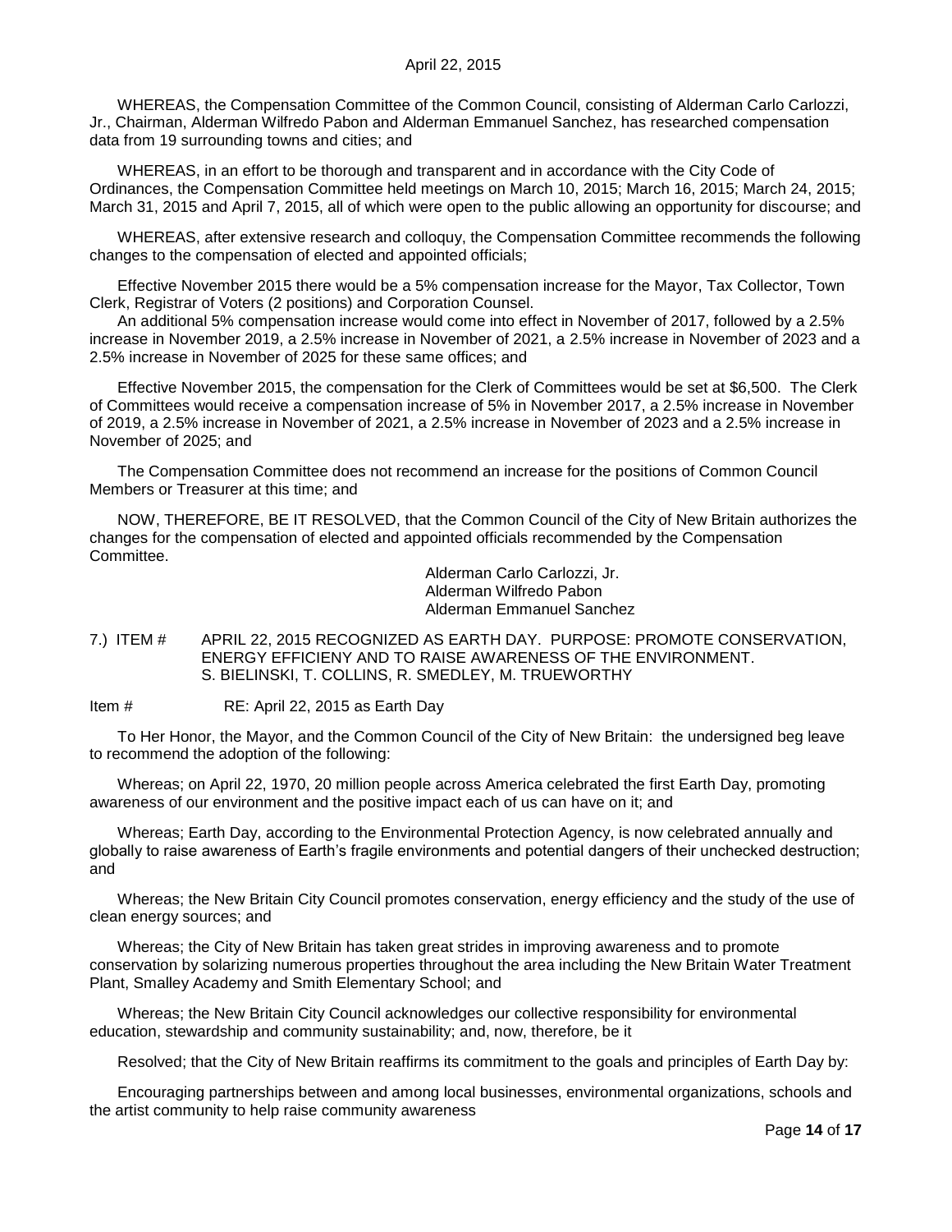WHEREAS, the Compensation Committee of the Common Council, consisting of Alderman Carlo Carlozzi, Jr., Chairman, Alderman Wilfredo Pabon and Alderman Emmanuel Sanchez, has researched compensation data from 19 surrounding towns and cities; and

WHEREAS, in an effort to be thorough and transparent and in accordance with the City Code of Ordinances, the Compensation Committee held meetings on March 10, 2015; March 16, 2015; March 24, 2015; March 31, 2015 and April 7, 2015, all of which were open to the public allowing an opportunity for discourse; and

WHEREAS, after extensive research and colloquy, the Compensation Committee recommends the following changes to the compensation of elected and appointed officials;

Effective November 2015 there would be a 5% compensation increase for the Mayor, Tax Collector, Town Clerk, Registrar of Voters (2 positions) and Corporation Counsel.

An additional 5% compensation increase would come into effect in November of 2017, followed by a 2.5% increase in November 2019, a 2.5% increase in November of 2021, a 2.5% increase in November of 2023 and a 2.5% increase in November of 2025 for these same offices; and

Effective November 2015, the compensation for the Clerk of Committees would be set at $6,500. The Clerk of Committees would receive a compensation increase of 5% in November 2017, a 2.5% increase in November of 2019, a 2.5% increase in November of 2021, a 2.5% increase in November of 2023 and a 2.5% increase in November of 2025; and

The Compensation Committee does not recommend an increase for the positions of Common Council Members or Treasurer at this time; and

NOW, THEREFORE, BE IT RESOLVED, that the Common Council of the City of New Britain authorizes the changes for the compensation of elected and appointed officials recommended by the Compensation Committee.

Alderman Carlo Carlozzi, Jr.
Alderman Wilfredo Pabon
Alderman Emmanuel Sanchez

7.) ITEM # APRIL 22, 2015 RECOGNIZED AS EARTH DAY. PURPOSE: PROMOTE CONSERVATION, ENERGY EFFICIENY AND TO RAISE AWARENESS OF THE ENVIRONMENT.
S. BIELINSKI, T. COLLINS, R. SMEDLEY, M. TRUEWORTHY

Item # RE: April 22, 2015 as Earth Day

To Her Honor, the Mayor, and the Common Council of the City of New Britain: the undersigned beg leave to recommend the adoption of the following:

Whereas; on April 22, 1970, 20 million people across America celebrated the first Earth Day, promoting awareness of our environment and the positive impact each of us can have on it; and

Whereas; Earth Day, according to the Environmental Protection Agency, is now celebrated annually and globally to raise awareness of Earth's fragile environments and potential dangers of their unchecked destruction; and

Whereas; the New Britain City Council promotes conservation, energy efficiency and the study of the use of clean energy sources; and

Whereas; the City of New Britain has taken great strides in improving awareness and to promote conservation by solarizing numerous properties throughout the area including the New Britain Water Treatment Plant, Smalley Academy and Smith Elementary School; and

Whereas; the New Britain City Council acknowledges our collective responsibility for environmental education, stewardship and community sustainability; and, now, therefore, be it

Resolved; that the City of New Britain reaffirms its commitment to the goals and principles of Earth Day by:

Encouraging partnerships between and among local businesses, environmental organizations, schools and the artist community to help raise community awareness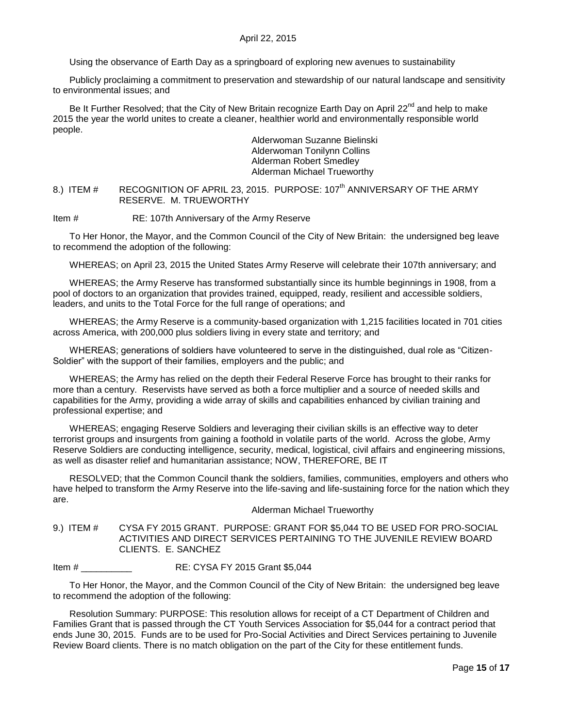Using the observance of Earth Day as a springboard of exploring new avenues to sustainability

Publicly proclaiming a commitment to preservation and stewardship of our natural landscape and sensitivity to environmental issues; and

Be It Further Resolved; that the City of New Britain recognize Earth Day on April 22nd and help to make 2015 the year the world unites to create a cleaner, healthier world and environmentally responsible world people.

Alderwoman Suzanne Bielinski
Alderwoman Tonilynn Collins
Alderman Robert Smedley
Alderman Michael Trueworthy

8.) ITEM # RECOGNITION OF APRIL 23, 2015. PURPOSE: 107th ANNIVERSARY OF THE ARMY RESERVE. M. TRUEWORTHY

Item # RE: 107th Anniversary of the Army Reserve

To Her Honor, the Mayor, and the Common Council of the City of New Britain: the undersigned beg leave to recommend the adoption of the following:

WHEREAS; on April 23, 2015 the United States Army Reserve will celebrate their 107th anniversary; and

WHEREAS; the Army Reserve has transformed substantially since its humble beginnings in 1908, from a pool of doctors to an organization that provides trained, equipped, ready, resilient and accessible soldiers, leaders, and units to the Total Force for the full range of operations; and

WHEREAS; the Army Reserve is a community-based organization with 1,215 facilities located in 701 cities across America, with 200,000 plus soldiers living in every state and territory; and

WHEREAS; generations of soldiers have volunteered to serve in the distinguished, dual role as "Citizen-Soldier" with the support of their families, employers and the public; and

WHEREAS; the Army has relied on the depth their Federal Reserve Force has brought to their ranks for more than a century. Reservists have served as both a force multiplier and a source of needed skills and capabilities for the Army, providing a wide array of skills and capabilities enhanced by civilian training and professional expertise; and

WHEREAS; engaging Reserve Soldiers and leveraging their civilian skills is an effective way to deter terrorist groups and insurgents from gaining a foothold in volatile parts of the world. Across the globe, Army Reserve Soldiers are conducting intelligence, security, medical, logistical, civil affairs and engineering missions, as well as disaster relief and humanitarian assistance; NOW, THEREFORE, BE IT

RESOLVED; that the Common Council thank the soldiers, families, communities, employers and others who have helped to transform the Army Reserve into the life-saving and life-sustaining force for the nation which they are.

Alderman Michael Trueworthy

9.) ITEM # CYSA FY 2015 GRANT. PURPOSE: GRANT FOR $5,044 TO BE USED FOR PRO-SOCIAL ACTIVITIES AND DIRECT SERVICES PERTAINING TO THE JUVENILE REVIEW BOARD CLIENTS. E. SANCHEZ

Item # __________ RE: CYSA FY 2015 Grant $5,044

To Her Honor, the Mayor, and the Common Council of the City of New Britain: the undersigned beg leave to recommend the adoption of the following:

Resolution Summary: PURPOSE: This resolution allows for receipt of a CT Department of Children and Families Grant that is passed through the CT Youth Services Association for $5,044 for a contract period that ends June 30, 2015. Funds are to be used for Pro-Social Activities and Direct Services pertaining to Juvenile Review Board clients. There is no match obligation on the part of the City for these entitlement funds.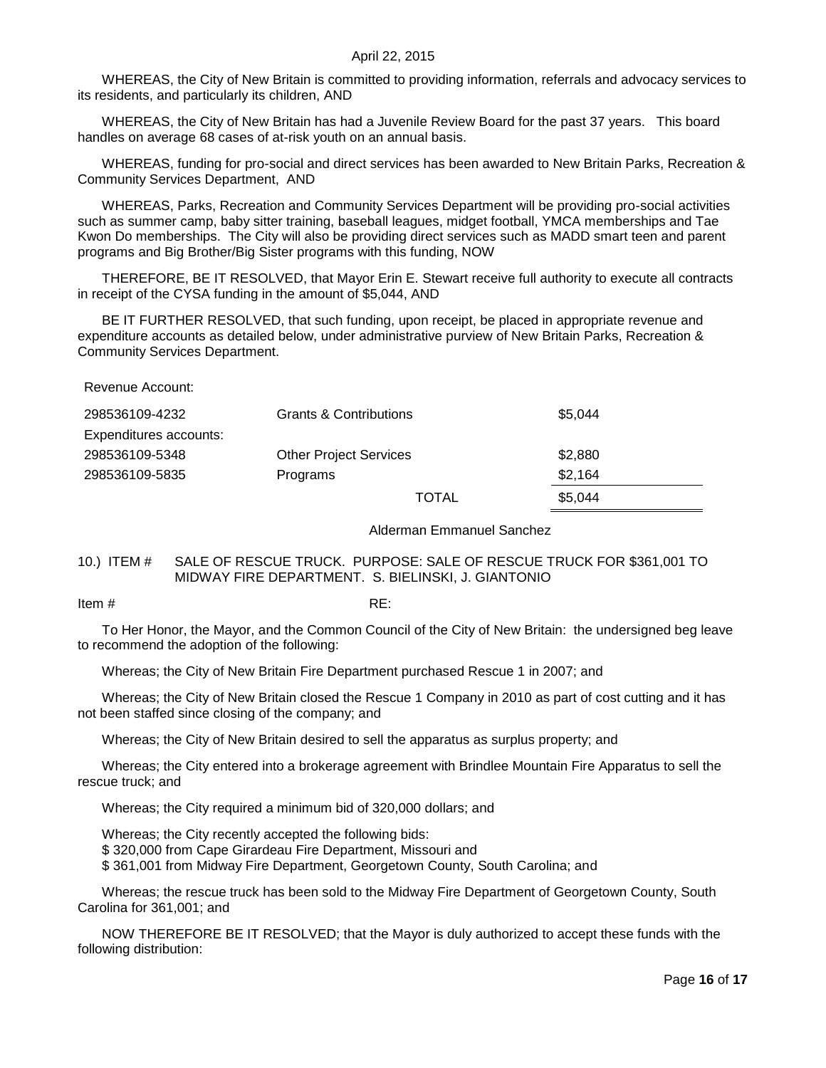WHEREAS, the City of New Britain is committed to providing information, referrals and advocacy services to its residents, and particularly its children, AND

WHEREAS, the City of New Britain has had a Juvenile Review Board for the past 37 years. This board handles on average 68 cases of at-risk youth on an annual basis.

WHEREAS, funding for pro-social and direct services has been awarded to New Britain Parks, Recreation & Community Services Department, AND

WHEREAS, Parks, Recreation and Community Services Department will be providing pro-social activities such as summer camp, baby sitter training, baseball leagues, midget football, YMCA memberships and Tae Kwon Do memberships. The City will also be providing direct services such as MADD smart teen and parent programs and Big Brother/Big Sister programs with this funding, NOW

THEREFORE, BE IT RESOLVED, that Mayor Erin E. Stewart receive full authority to execute all contracts in receipt of the CYSA funding in the amount of $5,044, AND

BE IT FURTHER RESOLVED, that such funding, upon receipt, be placed in appropriate revenue and expenditure accounts as detailed below, under administrative purview of New Britain Parks, Recreation & Community Services Department.

Revenue Account:

| | | |
|---|---|---|
| 298536109-4232 | Grants & Contributions | $5,044 |
| Expenditures accounts: | | |
| 298536109-5348 | Other Project Services | $2,880 |
| 298536109-5835 | Programs | $2,164 |
| | TOTAL | $5,044 |

Alderman Emmanuel Sanchez

10.) ITEM # SALE OF RESCUE TRUCK. PURPOSE: SALE OF RESCUE TRUCK FOR $361,001 TO MIDWAY FIRE DEPARTMENT. S. BIELINSKI, J. GIANTONIO

Item # RE:

To Her Honor, the Mayor, and the Common Council of the City of New Britain: the undersigned beg leave to recommend the adoption of the following:

Whereas; the City of New Britain Fire Department purchased Rescue 1 in 2007; and

Whereas; the City of New Britain closed the Rescue 1 Company in 2010 as part of cost cutting and it has not been staffed since closing of the company; and

Whereas; the City of New Britain desired to sell the apparatus as surplus property; and

Whereas; the City entered into a brokerage agreement with Brindlee Mountain Fire Apparatus to sell the rescue truck; and

Whereas; the City required a minimum bid of 320,000 dollars; and

Whereas; the City recently accepted the following bids:
$ 320,000 from Cape Girardeau Fire Department, Missouri and
$ 361,001 from Midway Fire Department, Georgetown County, South Carolina; and

Whereas; the rescue truck has been sold to the Midway Fire Department of Georgetown County, South Carolina for 361,001; and

NOW THEREFORE BE IT RESOLVED; that the Mayor is duly authorized to accept these funds with the following distribution: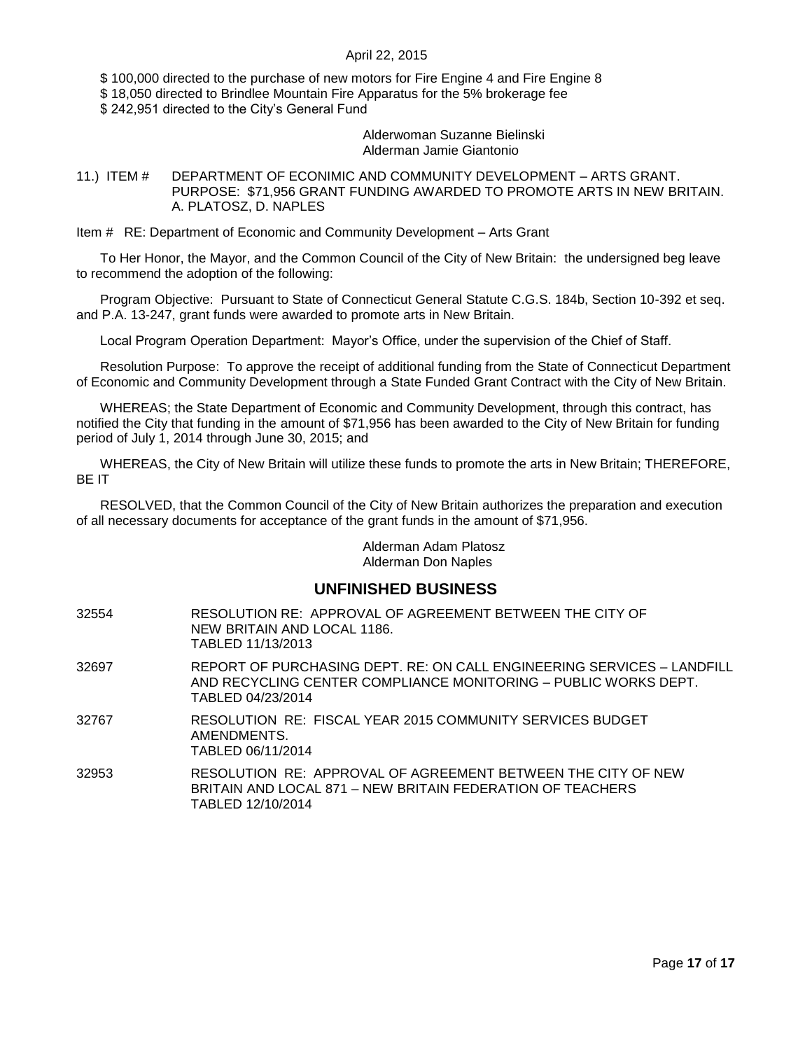$ 100,000 directed to the purchase of new motors for Fire Engine 4 and Fire Engine 8

$ 18,050 directed to Brindlee Mountain Fire Apparatus for the 5% brokerage fee

$ 242,951 directed to the City's General Fund

Alderwoman Suzanne Bielinski
Alderman Jamie Giantonio

11.) ITEM # DEPARTMENT OF ECONIMIC AND COMMUNITY DEVELOPMENT – ARTS GRANT. PURPOSE: $71,956 GRANT FUNDING AWARDED TO PROMOTE ARTS IN NEW BRITAIN. A. PLATOSZ, D. NAPLES

Item # RE: Department of Economic and Community Development – Arts Grant

To Her Honor, the Mayor, and the Common Council of the City of New Britain: the undersigned beg leave to recommend the adoption of the following:

Program Objective: Pursuant to State of Connecticut General Statute C.G.S. 184b, Section 10-392 et seq. and P.A. 13-247, grant funds were awarded to promote arts in New Britain.

Local Program Operation Department: Mayor's Office, under the supervision of the Chief of Staff.

Resolution Purpose: To approve the receipt of additional funding from the State of Connecticut Department of Economic and Community Development through a State Funded Grant Contract with the City of New Britain.

WHEREAS; the State Department of Economic and Community Development, through this contract, has notified the City that funding in the amount of $71,956 has been awarded to the City of New Britain for funding period of July 1, 2014 through June 30, 2015; and

WHEREAS, the City of New Britain will utilize these funds to promote the arts in New Britain; THEREFORE, BE IT

RESOLVED, that the Common Council of the City of New Britain authorizes the preparation and execution of all necessary documents for acceptance of the grant funds in the amount of $71,956.

Alderman Adam Platosz
Alderman Don Naples

## UNFINISHED BUSINESS

32554 RESOLUTION RE: APPROVAL OF AGREEMENT BETWEEN THE CITY OF NEW BRITAIN AND LOCAL 1186.
TABLED 11/13/2013

32697 REPORT OF PURCHASING DEPT. RE: ON CALL ENGINEERING SERVICES – LANDFILL AND RECYCLING CENTER COMPLIANCE MONITORING – PUBLIC WORKS DEPT.
TABLED 04/23/2014

32767 RESOLUTION RE: FISCAL YEAR 2015 COMMUNITY SERVICES BUDGET AMENDMENTS.
TABLED 06/11/2014

32953 RESOLUTION RE: APPROVAL OF AGREEMENT BETWEEN THE CITY OF NEW BRITAIN AND LOCAL 871 – NEW BRITAIN FEDERATION OF TEACHERS
TABLED 12/10/2014